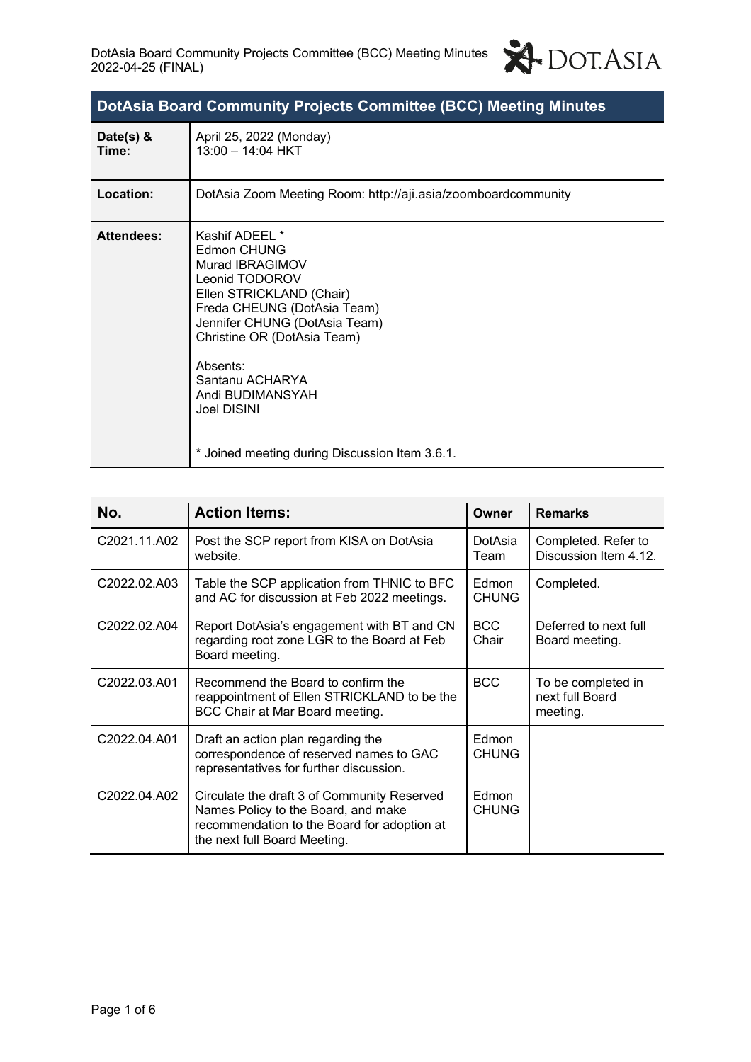# DotAsia Board Community Projects Committee (BCC) Meeting Minutes

| | |
|---|---|
| **Date(s) & Time:** | April 25, 2022 (Monday)<br>13:00 – 14:04 HKT |
| **Location:** | DotAsia Zoom Meeting Room: http://aji.asia/zoomboardcommunity |
| **Attendees:** | Kashif ADEEL *<br>Edmon CHUNG<br>Murad IBRAGIMOV<br>Leonid TODOROV<br>Ellen STRICKLAND (Chair)<br>Freda CHEUNG (DotAsia Team)<br>Jennifer CHUNG (DotAsia Team)<br>Christine OR (DotAsia Team)<br><br>Absents:<br>Santanu ACHARYA<br>Andi BUDIMANSYAH<br>Joel DISINI<br><br>* Joined meeting during Discussion Item 3.6.1. |

| No. | Action Items: | Owner | Remarks |
|---|---|---|---|
| C2021.11.A02 | Post the SCP report from KISA on DotAsia website. | DotAsia Team | Completed. Refer to Discussion Item 4.12. |
| C2022.02.A03 | Table the SCP application from THNIC to BFC and AC for discussion at Feb 2022 meetings. | Edmon CHUNG | Completed. |
| C2022.02.A04 | Report DotAsia's engagement with BT and CN regarding root zone LGR to the Board at Feb Board meeting. | BCC Chair | Deferred to next full Board meeting. |
| C2022.03.A01 | Recommend the Board to confirm the reappointment of Ellen STRICKLAND to be the BCC Chair at Mar Board meeting. | BCC | To be completed in next full Board meeting. |
| C2022.04.A01 | Draft an action plan regarding the correspondence of reserved names to GAC representatives for further discussion. | Edmon CHUNG | |
| C2022.04.A02 | Circulate the draft 3 of Community Reserved Names Policy to the Board, and make recommendation to the Board for adoption at the next full Board Meeting. | Edmon CHUNG | |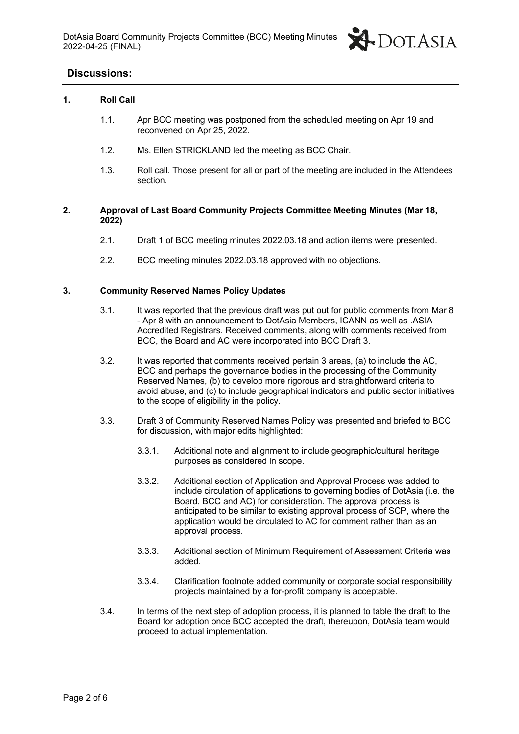## Discussions:

**1. Roll Call**

1.1. Apr BCC meeting was postponed from the scheduled meeting on Apr 19 and reconvened on Apr 25, 2022.

1.2. Ms. Ellen STRICKLAND led the meeting as BCC Chair.

1.3. Roll call. Those present for all or part of the meeting are included in the Attendees section.

**2. Approval of Last Board Community Projects Committee Meeting Minutes (Mar 18, 2022)**

2.1. Draft 1 of BCC meeting minutes 2022.03.18 and action items were presented.

2.2. BCC meeting minutes 2022.03.18 approved with no objections.

**3. Community Reserved Names Policy Updates**

3.1. It was reported that the previous draft was put out for public comments from Mar 8 - Apr 8 with an announcement to DotAsia Members, ICANN as well as .ASIA Accredited Registrars. Received comments, along with comments received from BCC, the Board and AC were incorporated into BCC Draft 3.

3.2. It was reported that comments received pertain 3 areas, (a) to include the AC, BCC and perhaps the governance bodies in the processing of the Community Reserved Names, (b) to develop more rigorous and straightforward criteria to avoid abuse, and (c) to include geographical indicators and public sector initiatives to the scope of eligibility in the policy.

3.3. Draft 3 of Community Reserved Names Policy was presented and briefed to BCC for discussion, with major edits highlighted:

3.3.1. Additional note and alignment to include geographic/cultural heritage purposes as considered in scope.

3.3.2. Additional section of Application and Approval Process was added to include circulation of applications to governing bodies of DotAsia (i.e. the Board, BCC and AC) for consideration. The approval process is anticipated to be similar to existing approval process of SCP, where the application would be circulated to AC for comment rather than as an approval process.

3.3.3. Additional section of Minimum Requirement of Assessment Criteria was added.

3.3.4. Clarification footnote added community or corporate social responsibility projects maintained by a for-profit company is acceptable.

3.4. In terms of the next step of adoption process, it is planned to table the draft to the Board for adoption once BCC accepted the draft, thereupon, DotAsia team would proceed to actual implementation.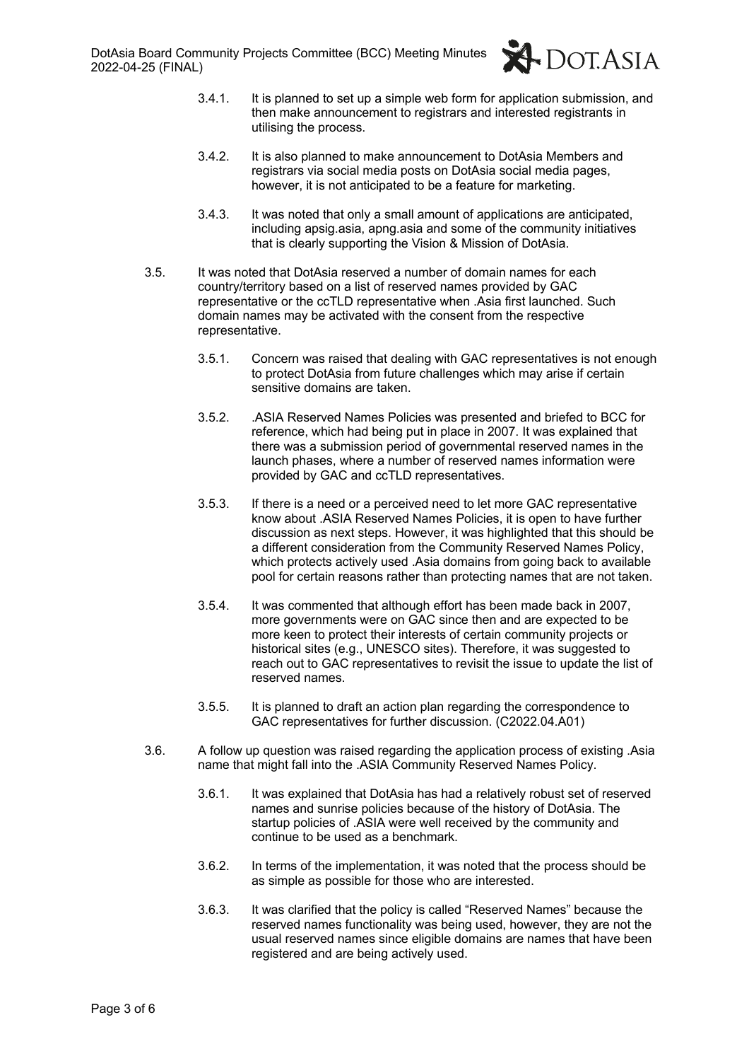3.4.1. It is planned to set up a simple web form for application submission, and then make announcement to registrars and interested registrants in utilising the process.

3.4.2. It is also planned to make announcement to DotAsia Members and registrars via social media posts on DotAsia social media pages, however, it is not anticipated to be a feature for marketing.

3.4.3. It was noted that only a small amount of applications are anticipated, including apsig.asia, apng.asia and some of the community initiatives that is clearly supporting the Vision & Mission of DotAsia.

3.5. It was noted that DotAsia reserved a number of domain names for each country/territory based on a list of reserved names provided by GAC representative or the ccTLD representative when .Asia first launched. Such domain names may be activated with the consent from the respective representative.

3.5.1. Concern was raised that dealing with GAC representatives is not enough to protect DotAsia from future challenges which may arise if certain sensitive domains are taken.

3.5.2. .ASIA Reserved Names Policies was presented and briefed to BCC for reference, which had being put in place in 2007. It was explained that there was a submission period of governmental reserved names in the launch phases, where a number of reserved names information were provided by GAC and ccTLD representatives.

3.5.3. If there is a need or a perceived need to let more GAC representative know about .ASIA Reserved Names Policies, it is open to have further discussion as next steps. However, it was highlighted that this should be a different consideration from the Community Reserved Names Policy, which protects actively used .Asia domains from going back to available pool for certain reasons rather than protecting names that are not taken.

3.5.4. It was commented that although effort has been made back in 2007, more governments were on GAC since then and are expected to be more keen to protect their interests of certain community projects or historical sites (e.g., UNESCO sites). Therefore, it was suggested to reach out to GAC representatives to revisit the issue to update the list of reserved names.

3.5.5. It is planned to draft an action plan regarding the correspondence to GAC representatives for further discussion. (C2022.04.A01)

3.6. A follow up question was raised regarding the application process of existing .Asia name that might fall into the .ASIA Community Reserved Names Policy.

3.6.1. It was explained that DotAsia has had a relatively robust set of reserved names and sunrise policies because of the history of DotAsia. The startup policies of .ASIA were well received by the community and continue to be used as a benchmark.

3.6.2. In terms of the implementation, it was noted that the process should be as simple as possible for those who are interested.

3.6.3. It was clarified that the policy is called "Reserved Names" because the reserved names functionality was being used, however, they are not the usual reserved names since eligible domains are names that have been registered and are being actively used.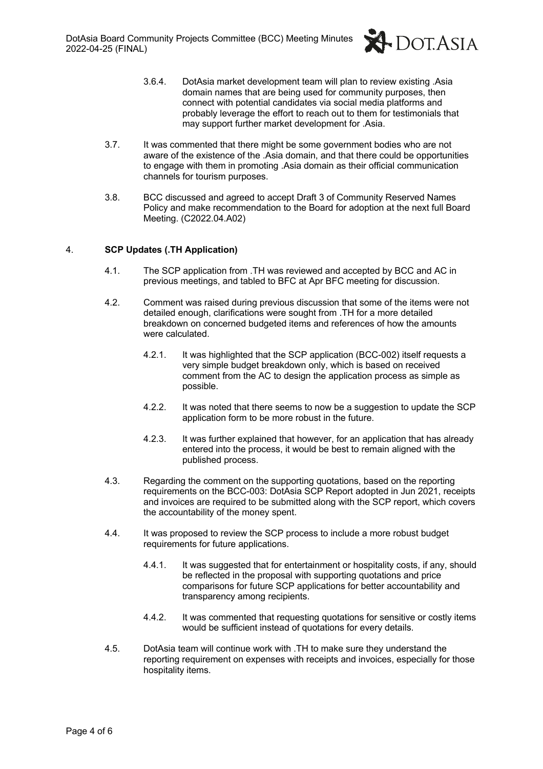3.6.4. DotAsia market development team will plan to review existing .Asia domain names that are being used for community purposes, then connect with potential candidates via social media platforms and probably leverage the effort to reach out to them for testimonials that may support further market development for .Asia.

3.7. It was commented that there might be some government bodies who are not aware of the existence of the .Asia domain, and that there could be opportunities to engage with them in promoting .Asia domain as their official communication channels for tourism purposes.

3.8. BCC discussed and agreed to accept Draft 3 of Community Reserved Names Policy and make recommendation to the Board for adoption at the next full Board Meeting. (C2022.04.A02)

4. **SCP Updates (.TH Application)**

4.1. The SCP application from .TH was reviewed and accepted by BCC and AC in previous meetings, and tabled to BFC at Apr BFC meeting for discussion.

4.2. Comment was raised during previous discussion that some of the items were not detailed enough, clarifications were sought from .TH for a more detailed breakdown on concerned budgeted items and references of how the amounts were calculated.

4.2.1. It was highlighted that the SCP application (BCC-002) itself requests a very simple budget breakdown only, which is based on received comment from the AC to design the application process as simple as possible.

4.2.2. It was noted that there seems to now be a suggestion to update the SCP application form to be more robust in the future.

4.2.3. It was further explained that however, for an application that has already entered into the process, it would be best to remain aligned with the published process.

4.3. Regarding the comment on the supporting quotations, based on the reporting requirements on the BCC-003: DotAsia SCP Report adopted in Jun 2021, receipts and invoices are required to be submitted along with the SCP report, which covers the accountability of the money spent.

4.4. It was proposed to review the SCP process to include a more robust budget requirements for future applications.

4.4.1. It was suggested that for entertainment or hospitality costs, if any, should be reflected in the proposal with supporting quotations and price comparisons for future SCP applications for better accountability and transparency among recipients.

4.4.2. It was commented that requesting quotations for sensitive or costly items would be sufficient instead of quotations for every details.

4.5. DotAsia team will continue work with .TH to make sure they understand the reporting requirement on expenses with receipts and invoices, especially for those hospitality items.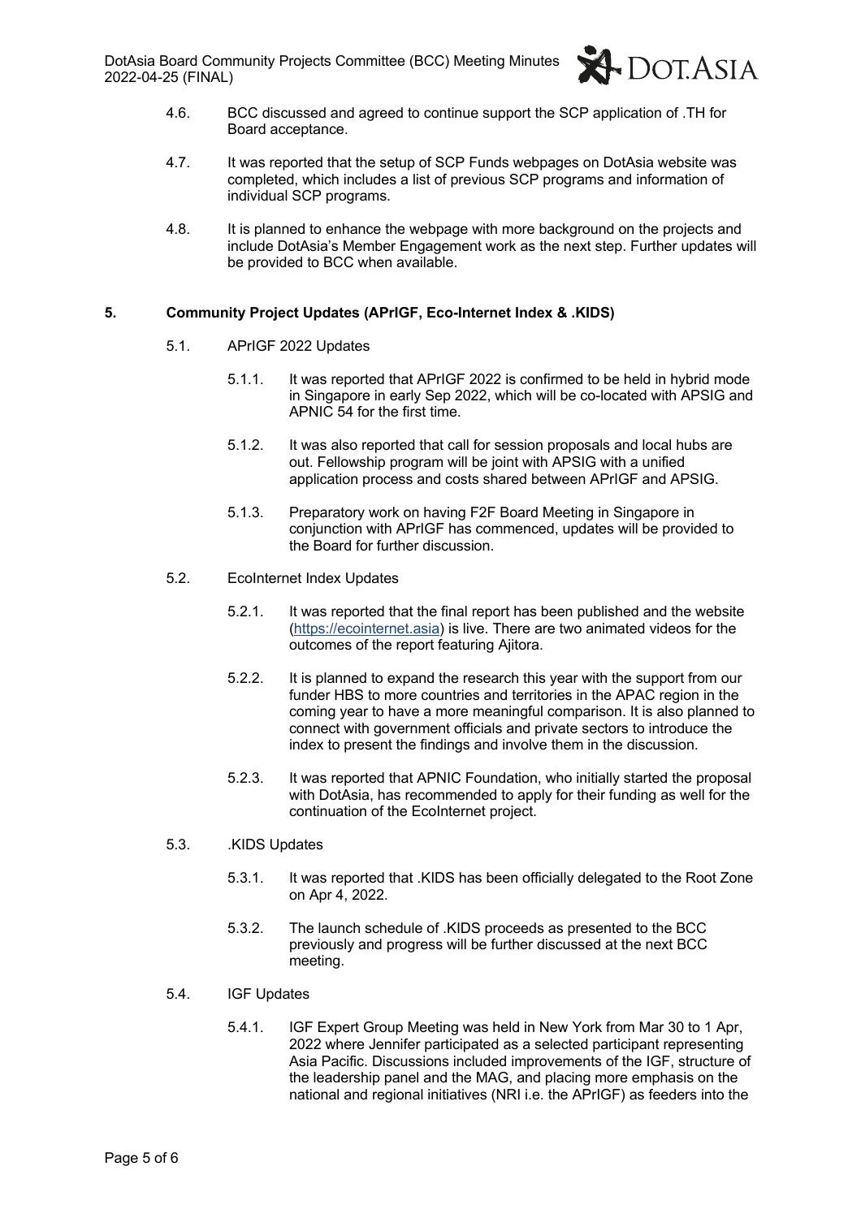4.6. BCC discussed and agreed to continue support the SCP application of .TH for Board acceptance.

4.7. It was reported that the setup of SCP Funds webpages on DotAsia website was completed, which includes a list of previous SCP programs and information of individual SCP programs.

4.8. It is planned to enhance the webpage with more background on the projects and include DotAsia's Member Engagement work as the next step. Further updates will be provided to BCC when available.

## 5. Community Project Updates (APrIGF, Eco-Internet Index & .KIDS)

5.1. APrIGF 2022 Updates

5.1.1. It was reported that APrIGF 2022 is confirmed to be held in hybrid mode in Singapore in early Sep 2022, which will be co-located with APSIG and APNIC 54 for the first time.

5.1.2. It was also reported that call for session proposals and local hubs are out. Fellowship program will be joint with APSIG with a unified application process and costs shared between APrIGF and APSIG.

5.1.3. Preparatory work on having F2F Board Meeting in Singapore in conjunction with APrIGF has commenced, updates will be provided to the Board for further discussion.

5.2. EcoInternet Index Updates

5.2.1. It was reported that the final report has been published and the website (https://ecointernet.asia) is live. There are two animated videos for the outcomes of the report featuring Ajitora.

5.2.2. It is planned to expand the research this year with the support from our funder HBS to more countries and territories in the APAC region in the coming year to have a more meaningful comparison. It is also planned to connect with government officials and private sectors to introduce the index to present the findings and involve them in the discussion.

5.2.3. It was reported that APNIC Foundation, who initially started the proposal with DotAsia, has recommended to apply for their funding as well for the continuation of the EcoInternet project.

5.3. .KIDS Updates

5.3.1. It was reported that .KIDS has been officially delegated to the Root Zone on Apr 4, 2022.

5.3.2. The launch schedule of .KIDS proceeds as presented to the BCC previously and progress will be further discussed at the next BCC meeting.

5.4. IGF Updates

5.4.1. IGF Expert Group Meeting was held in New York from Mar 30 to 1 Apr, 2022 where Jennifer participated as a selected participant representing Asia Pacific. Discussions included improvements of the IGF, structure of the leadership panel and the MAG, and placing more emphasis on the national and regional initiatives (NRI i.e. the APrIGF) as feeders into the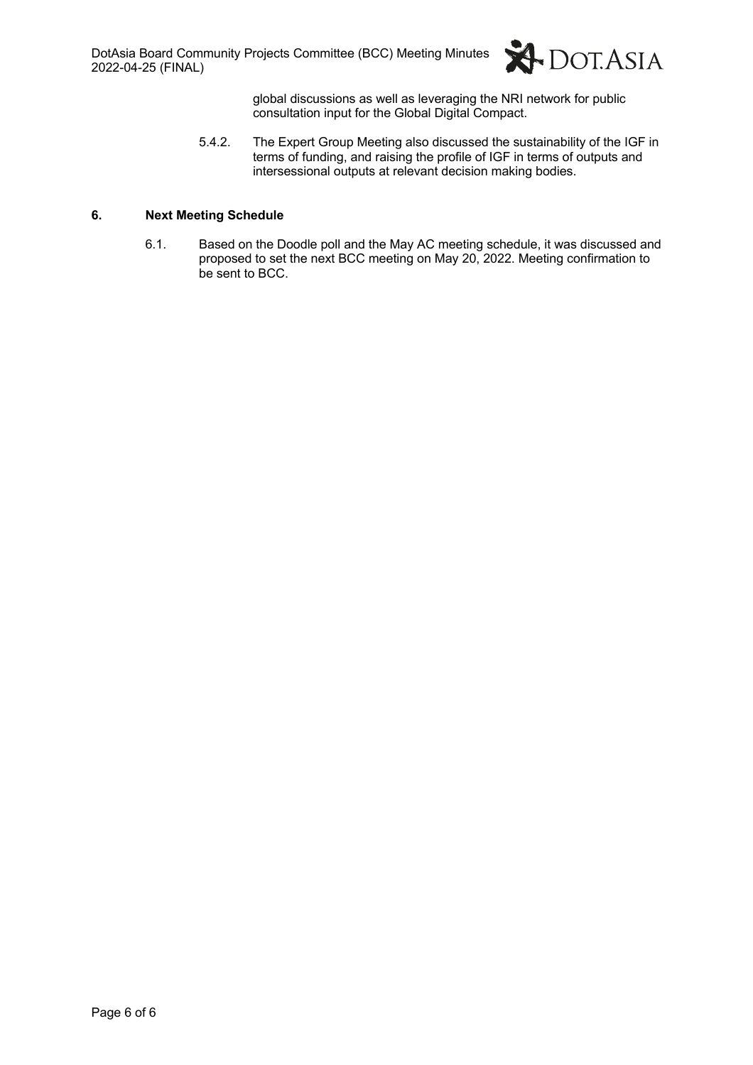global discussions as well as leveraging the NRI network for public consultation input for the Global Digital Compact.

5.4.2. The Expert Group Meeting also discussed the sustainability of the IGF in terms of funding, and raising the profile of IGF in terms of outputs and intersessional outputs at relevant decision making bodies.

## 6. Next Meeting Schedule

6.1. Based on the Doodle poll and the May AC meeting schedule, it was discussed and proposed to set the next BCC meeting on May 20, 2022. Meeting confirmation to be sent to BCC.